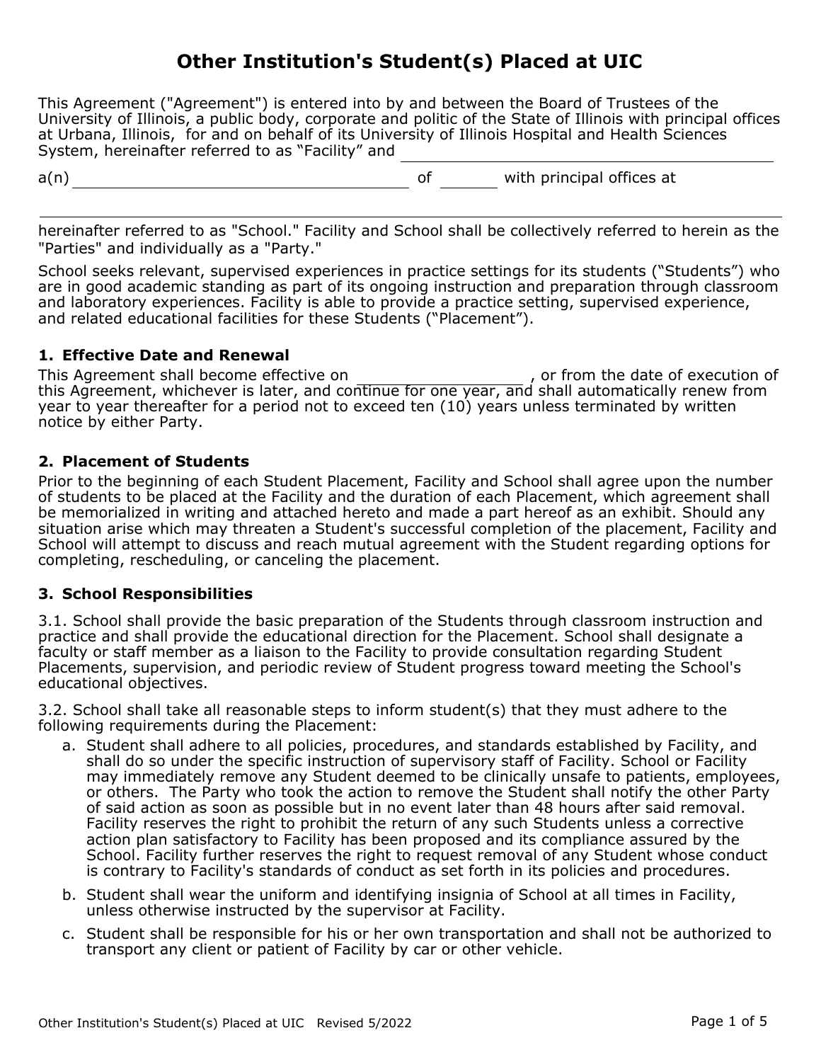# Other Institution's Student(s) Placed at UIC

This Agreement ("Agreement") is entered into by and between the Board of Trustees of the University of Illinois, a public body, corporate and politic of the State of Illinois with principal offices at Urbana, Illinois, for and on behalf of its University of Illinois Hospital and Health Sciences System, hereinafter referred to as "Facility" and ______________________________

a(n) ______________________________ of ________ with principal offices at

______________________________________________________________________

hereinafter referred to as "School." Facility and School shall be collectively referred to herein as the "Parties" and individually as a "Party."

School seeks relevant, supervised experiences in practice settings for its students ("Students") who are in good academic standing as part of its ongoing instruction and preparation through classroom and laboratory experiences. Facility is able to provide a practice setting, supervised experience, and related educational facilities for these Students ("Placement").

### 1. Effective Date and Renewal

This Agreement shall become effective on ____________________ , or from the date of execution of this Agreement, whichever is later, and continue for one year, and shall automatically renew from year to year thereafter for a period not to exceed ten (10) years unless terminated by written notice by either Party.

### 2. Placement of Students

Prior to the beginning of each Student Placement, Facility and School shall agree upon the number of students to be placed at the Facility and the duration of each Placement, which agreement shall be memorialized in writing and attached hereto and made a part hereof as an exhibit. Should any situation arise which may threaten a Student's successful completion of the placement, Facility and School will attempt to discuss and reach mutual agreement with the Student regarding options for completing, rescheduling, or canceling the placement.

### 3. School Responsibilities

3.1. School shall provide the basic preparation of the Students through classroom instruction and practice and shall provide the educational direction for the Placement. School shall designate a faculty or staff member as a liaison to the Facility to provide consultation regarding Student Placements, supervision, and periodic review of Student progress toward meeting the School's educational objectives.

3.2. School shall take all reasonable steps to inform student(s) that they must adhere to the following requirements during the Placement:

a. Student shall adhere to all policies, procedures, and standards established by Facility, and shall do so under the specific instruction of supervisory staff of Facility. School or Facility may immediately remove any Student deemed to be clinically unsafe to patients, employees, or others. The Party who took the action to remove the Student shall notify the other Party of said action as soon as possible but in no event later than 48 hours after said removal. Facility reserves the right to prohibit the return of any such Students unless a corrective action plan satisfactory to Facility has been proposed and its compliance assured by the School. Facility further reserves the right to request removal of any Student whose conduct is contrary to Facility's standards of conduct as set forth in its policies and procedures.

b. Student shall wear the uniform and identifying insignia of School at all times in Facility, unless otherwise instructed by the supervisor at Facility.

c. Student shall be responsible for his or her own transportation and shall not be authorized to transport any client or patient of Facility by car or other vehicle.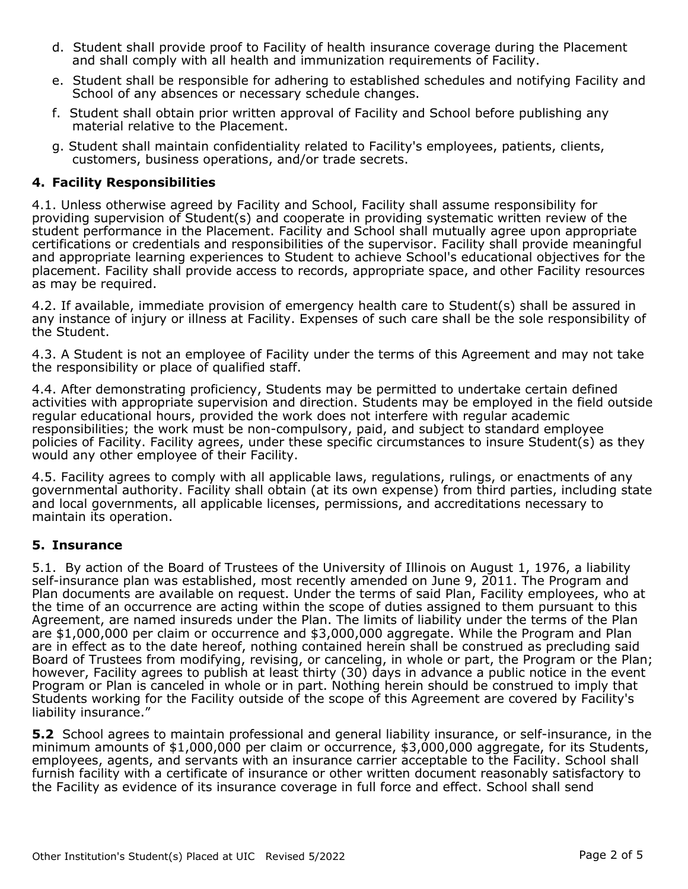d. Student shall provide proof to Facility of health insurance coverage during the Placement and shall comply with all health and immunization requirements of Facility.

e. Student shall be responsible for adhering to established schedules and notifying Facility and School of any absences or necessary schedule changes.

f. Student shall obtain prior written approval of Facility and School before publishing any material relative to the Placement.

g. Student shall maintain confidentiality related to Facility's employees, patients, clients, customers, business operations, and/or trade secrets.

## 4. Facility Responsibilities

4.1. Unless otherwise agreed by Facility and School, Facility shall assume responsibility for providing supervision of Student(s) and cooperate in providing systematic written review of the student performance in the Placement. Facility and School shall mutually agree upon appropriate certifications or credentials and responsibilities of the supervisor. Facility shall provide meaningful and appropriate learning experiences to Student to achieve School's educational objectives for the placement. Facility shall provide access to records, appropriate space, and other Facility resources as may be required.

4.2. If available, immediate provision of emergency health care to Student(s) shall be assured in any instance of injury or illness at Facility. Expenses of such care shall be the sole responsibility of the Student.

4.3. A Student is not an employee of Facility under the terms of this Agreement and may not take the responsibility or place of qualified staff.

4.4. After demonstrating proficiency, Students may be permitted to undertake certain defined activities with appropriate supervision and direction. Students may be employed in the field outside regular educational hours, provided the work does not interfere with regular academic responsibilities; the work must be non-compulsory, paid, and subject to standard employee policies of Facility. Facility agrees, under these specific circumstances to insure Student(s) as they would any other employee of their Facility.

4.5. Facility agrees to comply with all applicable laws, regulations, rulings, or enactments of any governmental authority. Facility shall obtain (at its own expense) from third parties, including state and local governments, all applicable licenses, permissions, and accreditations necessary to maintain its operation.

## 5. Insurance

5.1. By action of the Board of Trustees of the University of Illinois on August 1, 1976, a liability self-insurance plan was established, most recently amended on June 9, 2011. The Program and Plan documents are available on request. Under the terms of said Plan, Facility employees, who at the time of an occurrence are acting within the scope of duties assigned to them pursuant to this Agreement, are named insureds under the Plan. The limits of liability under the terms of the Plan are $1,000,000 per claim or occurrence and $3,000,000 aggregate. While the Program and Plan are in effect as to the date hereof, nothing contained herein shall be construed as precluding said Board of Trustees from modifying, revising, or canceling, in whole or part, the Program or the Plan; however, Facility agrees to publish at least thirty (30) days in advance a public notice in the event Program or Plan is canceled in whole or in part. Nothing herein should be construed to imply that Students working for the Facility outside of the scope of this Agreement are covered by Facility's liability insurance."

**5.2** School agrees to maintain professional and general liability insurance, or self-insurance, in the minimum amounts of $1,000,000 per claim or occurrence, $3,000,000 aggregate, for its Students, employees, agents, and servants with an insurance carrier acceptable to the Facility. School shall furnish facility with a certificate of insurance or other written document reasonably satisfactory to the Facility as evidence of its insurance coverage in full force and effect. School shall send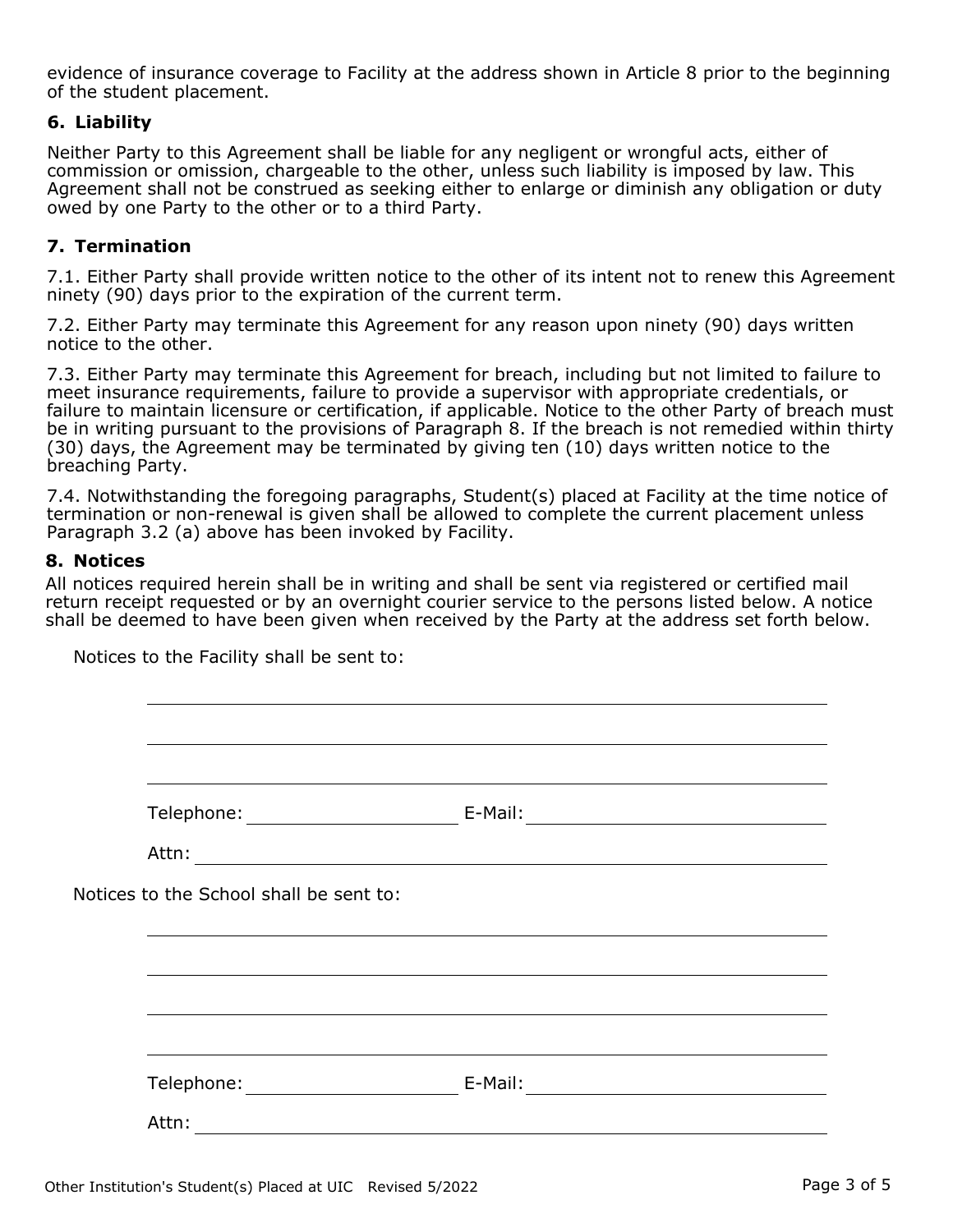evidence of insurance coverage to Facility at the address shown in Article 8 prior to the beginning of the student placement.

### 6. Liability

Neither Party to this Agreement shall be liable for any negligent or wrongful acts, either of commission or omission, chargeable to the other, unless such liability is imposed by law. This Agreement shall not be construed as seeking either to enlarge or diminish any obligation or duty owed by one Party to the other or to a third Party.

### 7. Termination

7.1. Either Party shall provide written notice to the other of its intent not to renew this Agreement ninety (90) days prior to the expiration of the current term.

7.2. Either Party may terminate this Agreement for any reason upon ninety (90) days written notice to the other.

7.3. Either Party may terminate this Agreement for breach, including but not limited to failure to meet insurance requirements, failure to provide a supervisor with appropriate credentials, or failure to maintain licensure or certification, if applicable. Notice to the other Party of breach must be in writing pursuant to the provisions of Paragraph 8. If the breach is not remedied within thirty (30) days, the Agreement may be terminated by giving ten (10) days written notice to the breaching Party.

7.4. Notwithstanding the foregoing paragraphs, Student(s) placed at Facility at the time notice of termination or non-renewal is given shall be allowed to complete the current placement unless Paragraph 3.2 (a) above has been invoked by Facility.

### 8. Notices

All notices required herein shall be in writing and shall be sent via registered or certified mail return receipt requested or by an overnight courier service to the persons listed below. A notice shall be deemed to have been given when received by the Party at the address set forth below.

Notices to the Facility shall be sent to:

\_\_\_\_\_\_\_\_\_\_\_\_\_\_\_\_\_\_\_\_\_\_\_\_\_\_\_\_\_\_\_\_\_\_\_\_\_\_\_\_

\_\_\_\_\_\_\_\_\_\_\_\_\_\_\_\_\_\_\_\_\_\_\_\_\_\_\_\_\_\_\_\_\_\_\_\_\_\_\_\_

\_\_\_\_\_\_\_\_\_\_\_\_\_\_\_\_\_\_\_\_\_\_\_\_\_\_\_\_\_\_\_\_\_\_\_\_\_\_\_\_

Telephone: \_\_\_\_\_\_\_\_\_\_\_\_\_\_\_\_\_\_ E-Mail: \_\_\_\_\_\_\_\_\_\_\_\_\_\_\_\_\_\_\_\_\_\_

Attn: \_\_\_\_\_\_\_\_\_\_\_\_\_\_\_\_\_\_\_\_\_\_\_\_\_\_\_\_\_\_\_\_\_\_\_\_

Notices to the School shall be sent to:

\_\_\_\_\_\_\_\_\_\_\_\_\_\_\_\_\_\_\_\_\_\_\_\_\_\_\_\_\_\_\_\_\_\_\_\_\_\_\_\_

\_\_\_\_\_\_\_\_\_\_\_\_\_\_\_\_\_\_\_\_\_\_\_\_\_\_\_\_\_\_\_\_\_\_\_\_\_\_\_\_

\_\_\_\_\_\_\_\_\_\_\_\_\_\_\_\_\_\_\_\_\_\_\_\_\_\_\_\_\_\_\_\_\_\_\_\_\_\_\_\_

\_\_\_\_\_\_\_\_\_\_\_\_\_\_\_\_\_\_\_\_\_\_\_\_\_\_\_\_\_\_\_\_\_\_\_\_\_\_\_\_

Telephone: \_\_\_\_\_\_\_\_\_\_\_\_\_\_\_\_\_\_ E-Mail: \_\_\_\_\_\_\_\_\_\_\_\_\_\_\_\_\_\_\_\_\_\_

Attn: \_\_\_\_\_\_\_\_\_\_\_\_\_\_\_\_\_\_\_\_\_\_\_\_\_\_\_\_\_\_\_\_\_\_\_\_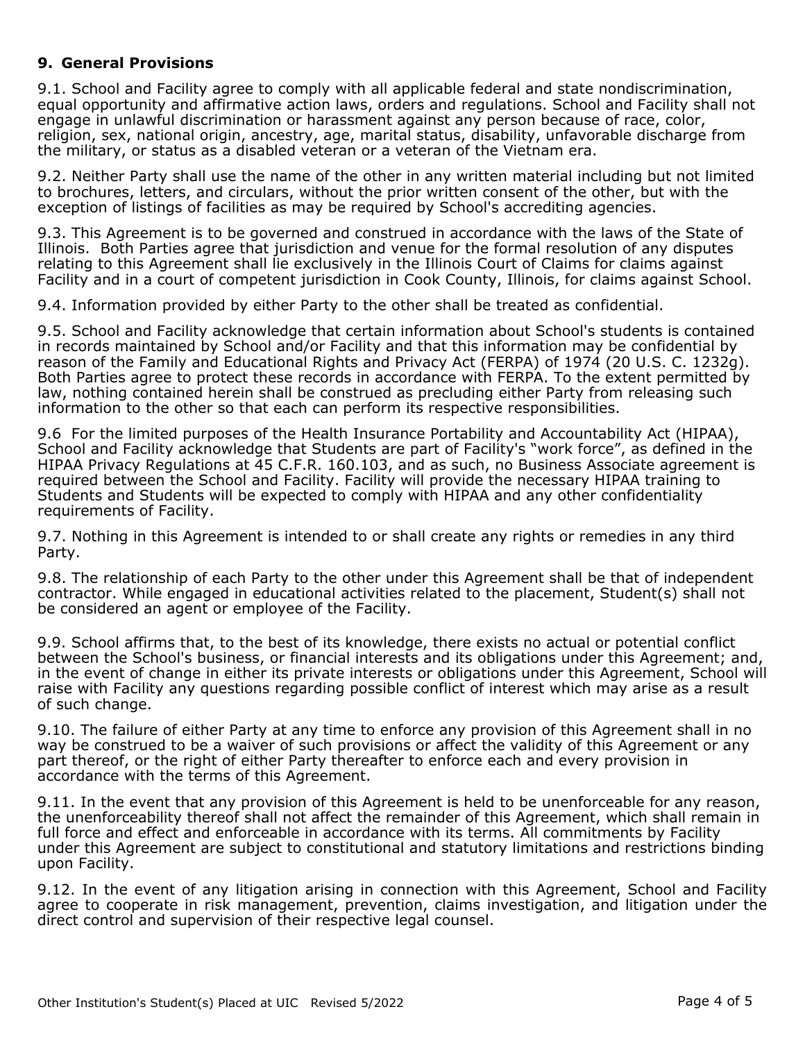## 9. General Provisions

9.1. School and Facility agree to comply with all applicable federal and state nondiscrimination, equal opportunity and affirmative action laws, orders and regulations. School and Facility shall not engage in unlawful discrimination or harassment against any person because of race, color, religion, sex, national origin, ancestry, age, marital status, disability, unfavorable discharge from the military, or status as a disabled veteran or a veteran of the Vietnam era.

9.2. Neither Party shall use the name of the other in any written material including but not limited to brochures, letters, and circulars, without the prior written consent of the other, but with the exception of listings of facilities as may be required by School's accrediting agencies.

9.3. This Agreement is to be governed and construed in accordance with the laws of the State of Illinois. Both Parties agree that jurisdiction and venue for the formal resolution of any disputes relating to this Agreement shall lie exclusively in the Illinois Court of Claims for claims against Facility and in a court of competent jurisdiction in Cook County, Illinois, for claims against School.

9.4. Information provided by either Party to the other shall be treated as confidential.

9.5. School and Facility acknowledge that certain information about School's students is contained in records maintained by School and/or Facility and that this information may be confidential by reason of the Family and Educational Rights and Privacy Act (FERPA) of 1974 (20 U.S. C. 1232g). Both Parties agree to protect these records in accordance with FERPA. To the extent permitted by law, nothing contained herein shall be construed as precluding either Party from releasing such information to the other so that each can perform its respective responsibilities.

9.6 For the limited purposes of the Health Insurance Portability and Accountability Act (HIPAA), School and Facility acknowledge that Students are part of Facility's "work force", as defined in the HIPAA Privacy Regulations at 45 C.F.R. 160.103, and as such, no Business Associate agreement is required between the School and Facility. Facility will provide the necessary HIPAA training to Students and Students will be expected to comply with HIPAA and any other confidentiality requirements of Facility.

9.7. Nothing in this Agreement is intended to or shall create any rights or remedies in any third Party.

9.8. The relationship of each Party to the other under this Agreement shall be that of independent contractor. While engaged in educational activities related to the placement, Student(s) shall not be considered an agent or employee of the Facility.

9.9. School affirms that, to the best of its knowledge, there exists no actual or potential conflict between the School's business, or financial interests and its obligations under this Agreement; and, in the event of change in either its private interests or obligations under this Agreement, School will raise with Facility any questions regarding possible conflict of interest which may arise as a result of such change.

9.10. The failure of either Party at any time to enforce any provision of this Agreement shall in no way be construed to be a waiver of such provisions or affect the validity of this Agreement or any part thereof, or the right of either Party thereafter to enforce each and every provision in accordance with the terms of this Agreement.

9.11. In the event that any provision of this Agreement is held to be unenforceable for any reason, the unenforceability thereof shall not affect the remainder of this Agreement, which shall remain in full force and effect and enforceable in accordance with its terms. All commitments by Facility under this Agreement are subject to constitutional and statutory limitations and restrictions binding upon Facility.

9.12. In the event of any litigation arising in connection with this Agreement, School and Facility agree to cooperate in risk management, prevention, claims investigation, and litigation under the direct control and supervision of their respective legal counsel.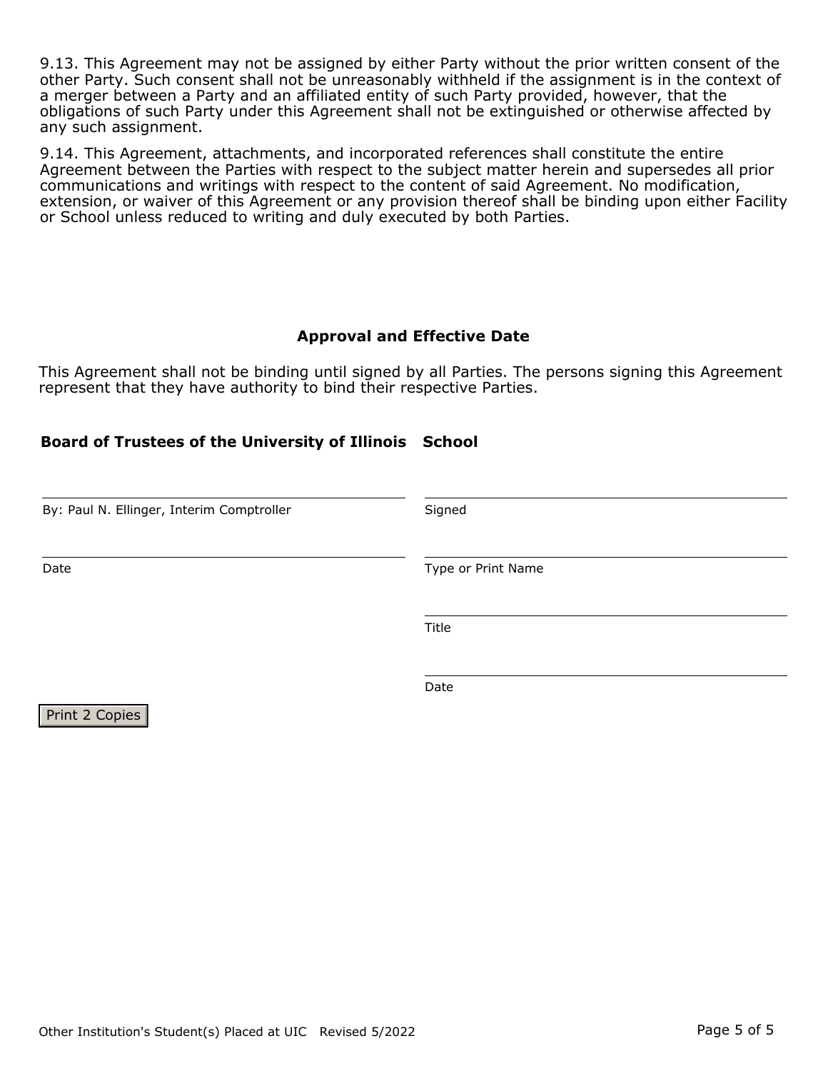9.13. This Agreement may not be assigned by either Party without the prior written consent of the other Party. Such consent shall not be unreasonably withheld if the assignment is in the context of a merger between a Party and an affiliated entity of such Party provided, however, that the obligations of such Party under this Agreement shall not be extinguished or otherwise affected by any such assignment.

9.14. This Agreement, attachments, and incorporated references shall constitute the entire Agreement between the Parties with respect to the subject matter herein and supersedes all prior communications and writings with respect to the content of said Agreement. No modification, extension, or waiver of this Agreement or any provision thereof shall be binding upon either Facility or School unless reduced to writing and duly executed by both Parties.

## Approval and Effective Date

This Agreement shall not be binding until signed by all Parties. The persons signing this Agreement represent that they have authority to bind their respective Parties.

| **Board of Trustees of the University of Illinois** | **School** |
|---|---|
| By: Paul N. Ellinger, Interim Comptroller | Signed |
| Date | Type or Print Name |
| | Title |
| | Date |

Print 2 Copies